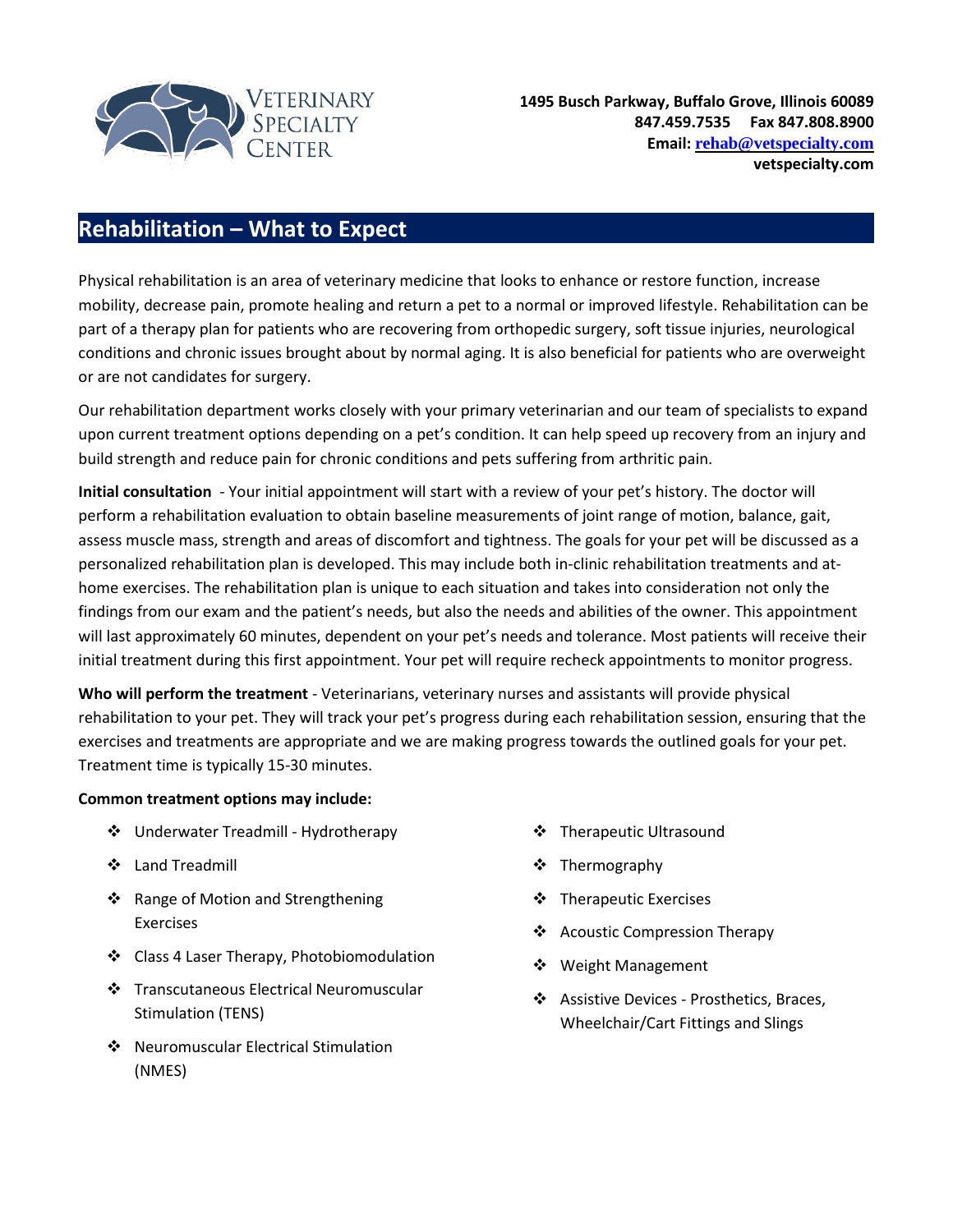Veterinary Specialty Center

**1495 Busch Parkway, Buffalo Grove, Illinois 60089**
**847.459.7535 Fax 847.808.8900**
**Email: rehab@vetspecialty.com**
**vetspecialty.com**

## Rehabilitation – What to Expect

Physical rehabilitation is an area of veterinary medicine that looks to enhance or restore function, increase mobility, decrease pain, promote healing and return a pet to a normal or improved lifestyle. Rehabilitation can be part of a therapy plan for patients who are recovering from orthopedic surgery, soft tissue injuries, neurological conditions and chronic issues brought about by normal aging. It is also beneficial for patients who are overweight or are not candidates for surgery.

Our rehabilitation department works closely with your primary veterinarian and our team of specialists to expand upon current treatment options depending on a pet's condition. It can help speed up recovery from an injury and build strength and reduce pain for chronic conditions and pets suffering from arthritic pain.

**Initial consultation** - Your initial appointment will start with a review of your pet's history. The doctor will perform a rehabilitation evaluation to obtain baseline measurements of joint range of motion, balance, gait, assess muscle mass, strength and areas of discomfort and tightness. The goals for your pet will be discussed as a personalized rehabilitation plan is developed. This may include both in-clinic rehabilitation treatments and at-home exercises. The rehabilitation plan is unique to each situation and takes into consideration not only the findings from our exam and the patient's needs, but also the needs and abilities of the owner. This appointment will last approximately 60 minutes, dependent on your pet's needs and tolerance. Most patients will receive their initial treatment during this first appointment. Your pet will require recheck appointments to monitor progress.

**Who will perform the treatment** - Veterinarians, veterinary nurses and assistants will provide physical rehabilitation to your pet. They will track your pet's progress during each rehabilitation session, ensuring that the exercises and treatments are appropriate and we are making progress towards the outlined goals for your pet. Treatment time is typically 15-30 minutes.

**Common treatment options may include:**

- Underwater Treadmill - Hydrotherapy
- Land Treadmill
- Range of Motion and Strengthening Exercises
- Class 4 Laser Therapy, Photobiomodulation
- Transcutaneous Electrical Neuromuscular Stimulation (TENS)
- Neuromuscular Electrical Stimulation (NMES)
- Therapeutic Ultrasound
- Thermography
- Therapeutic Exercises
- Acoustic Compression Therapy
- Weight Management
- Assistive Devices - Prosthetics, Braces, Wheelchair/Cart Fittings and Slings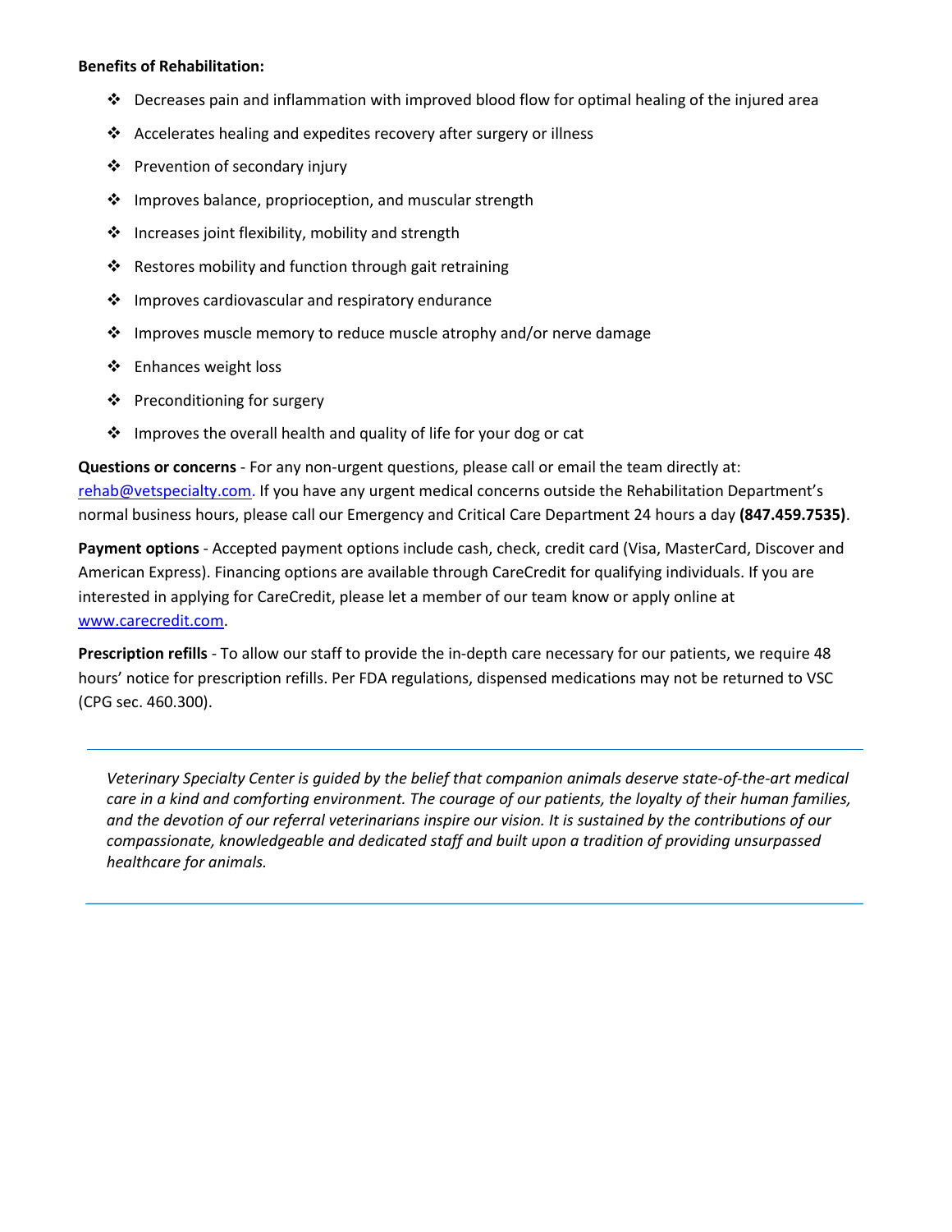**Benefits of Rehabilitation:**

- Decreases pain and inflammation with improved blood flow for optimal healing of the injured area
- Accelerates healing and expedites recovery after surgery or illness
- Prevention of secondary injury
- Improves balance, proprioception, and muscular strength
- Increases joint flexibility, mobility and strength
- Restores mobility and function through gait retraining
- Improves cardiovascular and respiratory endurance
- Improves muscle memory to reduce muscle atrophy and/or nerve damage
- Enhances weight loss
- Preconditioning for surgery
- Improves the overall health and quality of life for your dog or cat

**Questions or concerns** - For any non-urgent questions, please call or email the team directly at: rehab@vetspecialty.com. If you have any urgent medical concerns outside the Rehabilitation Department's normal business hours, please call our Emergency and Critical Care Department 24 hours a day **(847.459.7535)**.

**Payment options** - Accepted payment options include cash, check, credit card (Visa, MasterCard, Discover and American Express). Financing options are available through CareCredit for qualifying individuals. If you are interested in applying for CareCredit, please let a member of our team know or apply online at www.carecredit.com.

**Prescription refills** - To allow our staff to provide the in-depth care necessary for our patients, we require 48 hours' notice for prescription refills. Per FDA regulations, dispensed medications may not be returned to VSC (CPG sec. 460.300).

---

*Veterinary Specialty Center is guided by the belief that companion animals deserve state-of-the-art medical care in a kind and comforting environment. The courage of our patients, the loyalty of their human families, and the devotion of our referral veterinarians inspire our vision. It is sustained by the contributions of our compassionate, knowledgeable and dedicated staff and built upon a tradition of providing unsurpassed healthcare for animals.*

---